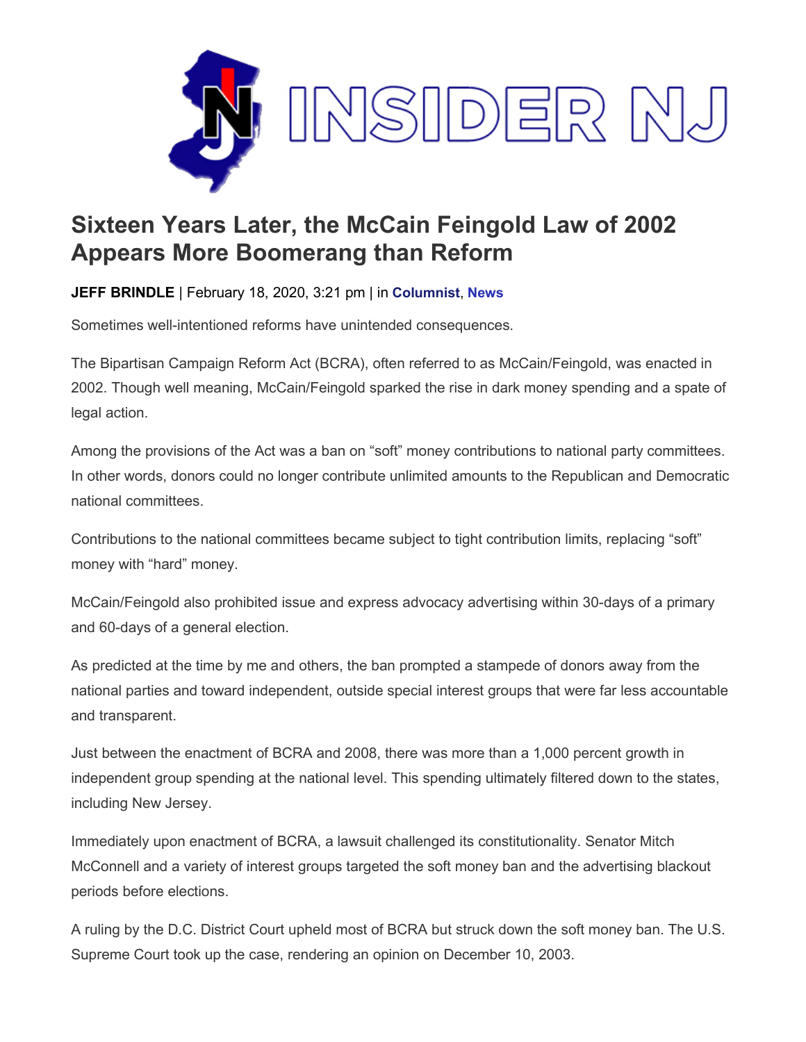# Sixteen Years Later, the McCain Feingold Law of 2002 Appears More Boomerang than Reform

**JEFF BRINDLE** | February 18, 2020, 3:21 pm | in **Columnist**, **News**

Sometimes well-intentioned reforms have unintended consequences.

The Bipartisan Campaign Reform Act (BCRA), often referred to as McCain/Feingold, was enacted in 2002. Though well meaning, McCain/Feingold sparked the rise in dark money spending and a spate of legal action.

Among the provisions of the Act was a ban on "soft" money contributions to national party committees. In other words, donors could no longer contribute unlimited amounts to the Republican and Democratic national committees.

Contributions to the national committees became subject to tight contribution limits, replacing "soft" money with "hard" money.

McCain/Feingold also prohibited issue and express advocacy advertising within 30-days of a primary and 60-days of a general election.

As predicted at the time by me and others, the ban prompted a stampede of donors away from the national parties and toward independent, outside special interest groups that were far less accountable and transparent.

Just between the enactment of BCRA and 2008, there was more than a 1,000 percent growth in independent group spending at the national level. This spending ultimately filtered down to the states, including New Jersey.

Immediately upon enactment of BCRA, a lawsuit challenged its constitutionality. Senator Mitch McConnell and a variety of interest groups targeted the soft money ban and the advertising blackout periods before elections.

A ruling by the D.C. District Court upheld most of BCRA but struck down the soft money ban. The U.S. Supreme Court took up the case, rendering an opinion on December 10, 2003.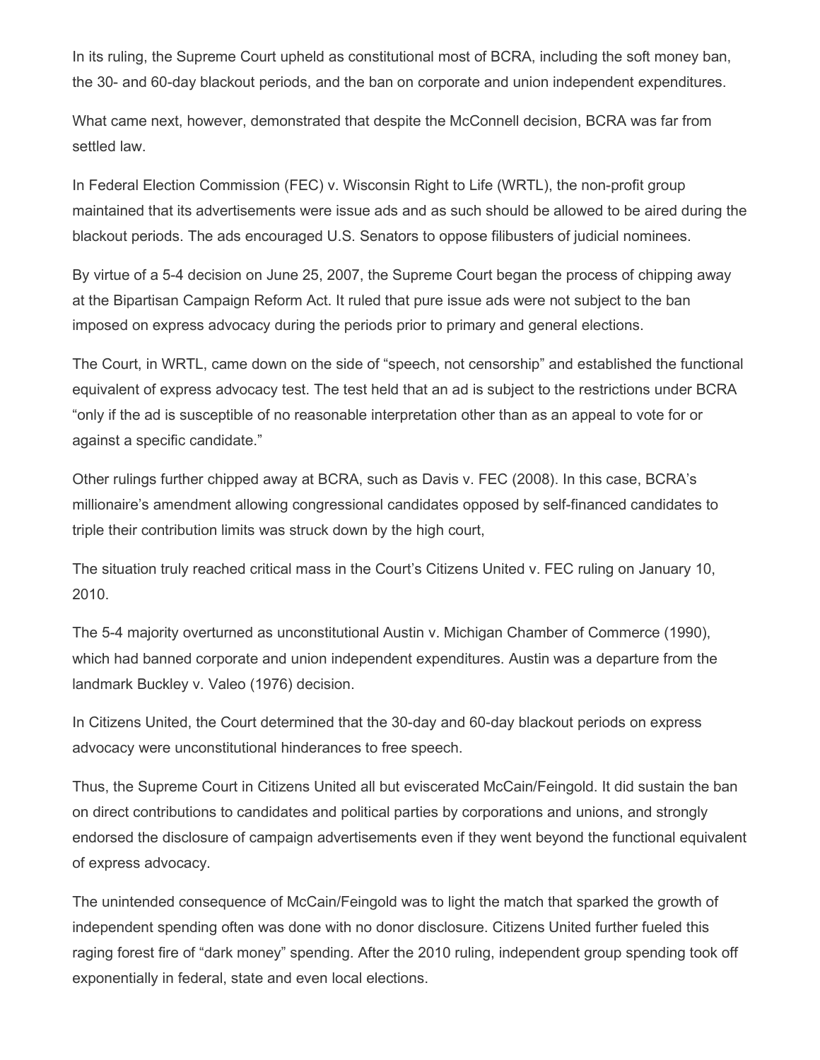In its ruling, the Supreme Court upheld as constitutional most of BCRA, including the soft money ban, the 30- and 60-day blackout periods, and the ban on corporate and union independent expenditures.

What came next, however, demonstrated that despite the McConnell decision, BCRA was far from settled law.

In Federal Election Commission (FEC) v. Wisconsin Right to Life (WRTL), the non-profit group maintained that its advertisements were issue ads and as such should be allowed to be aired during the blackout periods. The ads encouraged U.S. Senators to oppose filibusters of judicial nominees.

By virtue of a 5-4 decision on June 25, 2007, the Supreme Court began the process of chipping away at the Bipartisan Campaign Reform Act. It ruled that pure issue ads were not subject to the ban imposed on express advocacy during the periods prior to primary and general elections.

The Court, in WRTL, came down on the side of "speech, not censorship" and established the functional equivalent of express advocacy test. The test held that an ad is subject to the restrictions under BCRA "only if the ad is susceptible of no reasonable interpretation other than as an appeal to vote for or against a specific candidate."

Other rulings further chipped away at BCRA, such as Davis v. FEC (2008). In this case, BCRA's millionaire's amendment allowing congressional candidates opposed by self-financed candidates to triple their contribution limits was struck down by the high court,

The situation truly reached critical mass in the Court's Citizens United v. FEC ruling on January 10, 2010.

The 5-4 majority overturned as unconstitutional Austin v. Michigan Chamber of Commerce (1990), which had banned corporate and union independent expenditures. Austin was a departure from the landmark Buckley v. Valeo (1976) decision.

In Citizens United, the Court determined that the 30-day and 60-day blackout periods on express advocacy were unconstitutional hinderances to free speech.

Thus, the Supreme Court in Citizens United all but eviscerated McCain/Feingold. It did sustain the ban on direct contributions to candidates and political parties by corporations and unions, and strongly endorsed the disclosure of campaign advertisements even if they went beyond the functional equivalent of express advocacy.

The unintended consequence of McCain/Feingold was to light the match that sparked the growth of independent spending often was done with no donor disclosure. Citizens United further fueled this raging forest fire of "dark money" spending. After the 2010 ruling, independent group spending took off exponentially in federal, state and even local elections.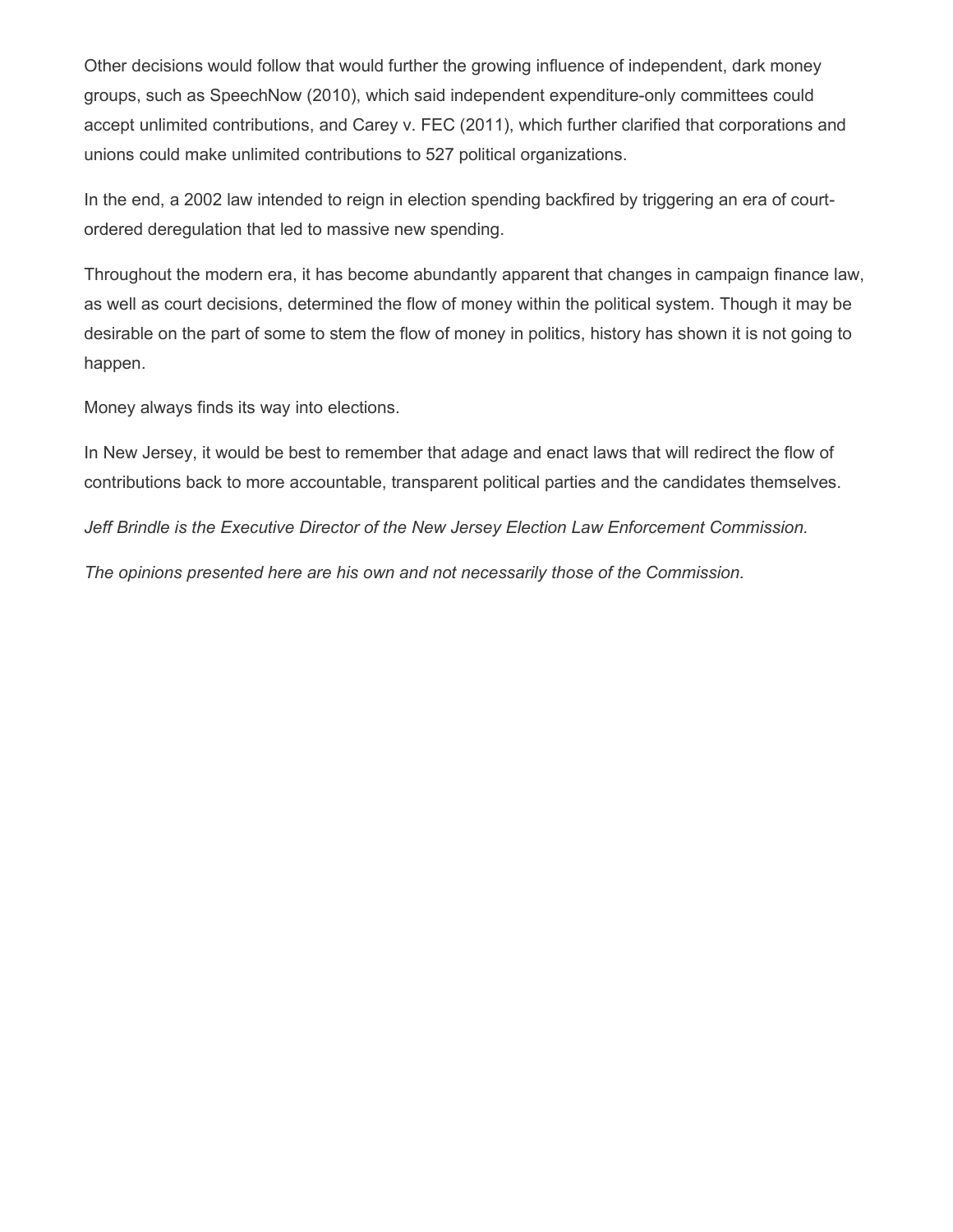Other decisions would follow that would further the growing influence of independent, dark money groups, such as SpeechNow (2010), which said independent expenditure-only committees could accept unlimited contributions, and Carey v. FEC (2011), which further clarified that corporations and unions could make unlimited contributions to 527 political organizations.

In the end, a 2002 law intended to reign in election spending backfired by triggering an era of court-ordered deregulation that led to massive new spending.

Throughout the modern era, it has become abundantly apparent that changes in campaign finance law, as well as court decisions, determined the flow of money within the political system. Though it may be desirable on the part of some to stem the flow of money in politics, history has shown it is not going to happen.

Money always finds its way into elections.

In New Jersey, it would be best to remember that adage and enact laws that will redirect the flow of contributions back to more accountable, transparent political parties and the candidates themselves.

*Jeff Brindle is the Executive Director of the New Jersey Election Law Enforcement Commission.*

*The opinions presented here are his own and not necessarily those of the Commission.*